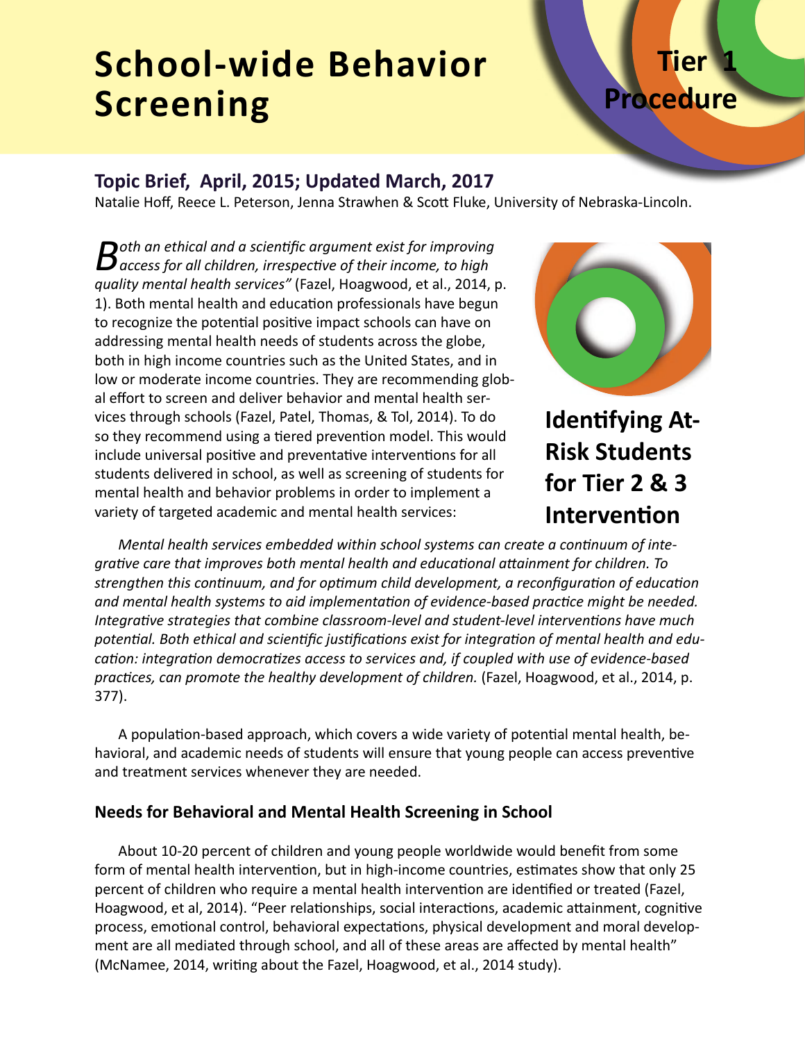# School-wide Behavior Screening

**Tier 1 Procedure**

## Topic Brief, April, 2015; Updated March, 2017

Natalie Hoff, Reece L. Peterson, Jenna Strawhen & Scott Fluke, University of Nebraska-Lincoln.

**Identifying At-Risk Students for Tier 2 & 3 Intervention**

*Both an ethical and a scientific argument exist for improving access for all children, irrespective of their income, to high quality mental health services"* (Fazel, Hoagwood, et al., 2014, p. 1). Both mental health and education professionals have begun to recognize the potential positive impact schools can have on addressing mental health needs of students across the globe, both in high income countries such as the United States, and in low or moderate income countries. They are recommending global effort to screen and deliver behavior and mental health services through schools (Fazel, Patel, Thomas, & Tol, 2014). To do so they recommend using a tiered prevention model. This would include universal positive and preventative interventions for all students delivered in school, as well as screening of students for mental health and behavior problems in order to implement a variety of targeted academic and mental health services:

> *Mental health services embedded within school systems can create a continuum of integrative care that improves both mental health and educational attainment for children. To strengthen this continuum, and for optimum child development, a reconfiguration of education and mental health systems to aid implementation of evidence-based practice might be needed. Integrative strategies that combine classroom-level and student-level interventions have much potential. Both ethical and scientific justifications exist for integration of mental health and education: integration democratizes access to services and, if coupled with use of evidence-based practices, can promote the healthy development of children.* (Fazel, Hoagwood, et al., 2014, p. 377).

A population-based approach, which covers a wide variety of potential mental health, behavioral, and academic needs of students will ensure that young people can access preventive and treatment services whenever they are needed.

### Needs for Behavioral and Mental Health Screening in School

About 10-20 percent of children and young people worldwide would benefit from some form of mental health intervention, but in high-income countries, estimates show that only 25 percent of children who require a mental health intervention are identified or treated (Fazel, Hoagwood, et al, 2014). "Peer relationships, social interactions, academic attainment, cognitive process, emotional control, behavioral expectations, physical development and moral development are all mediated through school, and all of these areas are affected by mental health" (McNamee, 2014, writing about the Fazel, Hoagwood, et al., 2014 study).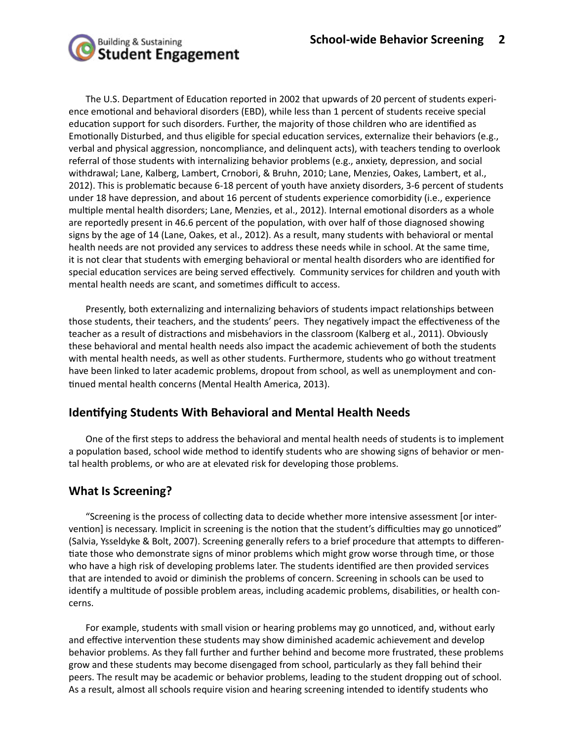The U.S. Department of Education reported in 2002 that upwards of 20 percent of students experience emotional and behavioral disorders (EBD), while less than 1 percent of students receive special education support for such disorders. Further, the majority of those children who are identified as Emotionally Disturbed, and thus eligible for special education services, externalize their behaviors (e.g., verbal and physical aggression, noncompliance, and delinquent acts), with teachers tending to overlook referral of those students with internalizing behavior problems (e.g., anxiety, depression, and social withdrawal; Lane, Kalberg, Lambert, Crnobori, & Bruhn, 2010; Lane, Menzies, Oakes, Lambert, et al., 2012). This is problematic because 6-18 percent of youth have anxiety disorders, 3-6 percent of students under 18 have depression, and about 16 percent of students experience comorbidity (i.e., experience multiple mental health disorders; Lane, Menzies, et al., 2012). Internal emotional disorders as a whole are reportedly present in 46.6 percent of the population, with over half of those diagnosed showing signs by the age of 14 (Lane, Oakes, et al., 2012). As a result, many students with behavioral or mental health needs are not provided any services to address these needs while in school. At the same time, it is not clear that students with emerging behavioral or mental health disorders who are identified for special education services are being served effectively. Community services for children and youth with mental health needs are scant, and sometimes difficult to access.

Presently, both externalizing and internalizing behaviors of students impact relationships between those students, their teachers, and the students' peers. They negatively impact the effectiveness of the teacher as a result of distractions and misbehaviors in the classroom (Kalberg et al., 2011). Obviously these behavioral and mental health needs also impact the academic achievement of both the students with mental health needs, as well as other students. Furthermore, students who go without treatment have been linked to later academic problems, dropout from school, as well as unemployment and continued mental health concerns (Mental Health America, 2013).

## Identifying Students With Behavioral and Mental Health Needs

One of the first steps to address the behavioral and mental health needs of students is to implement a population based, school wide method to identify students who are showing signs of behavior or mental health problems, or who are at elevated risk for developing those problems.

## What Is Screening?

"Screening is the process of collecting data to decide whether more intensive assessment [or intervention] is necessary. Implicit in screening is the notion that the student's difficulties may go unnoticed" (Salvia, Ysseldyke & Bolt, 2007). Screening generally refers to a brief procedure that attempts to differentiate those who demonstrate signs of minor problems which might grow worse through time, or those who have a high risk of developing problems later. The students identified are then provided services that are intended to avoid or diminish the problems of concern. Screening in schools can be used to identify a multitude of possible problem areas, including academic problems, disabilities, or health concerns.

For example, students with small vision or hearing problems may go unnoticed, and, without early and effective intervention these students may show diminished academic achievement and develop behavior problems. As they fall further and further behind and become more frustrated, these problems grow and these students may become disengaged from school, particularly as they fall behind their peers. The result may be academic or behavior problems, leading to the student dropping out of school. As a result, almost all schools require vision and hearing screening intended to identify students who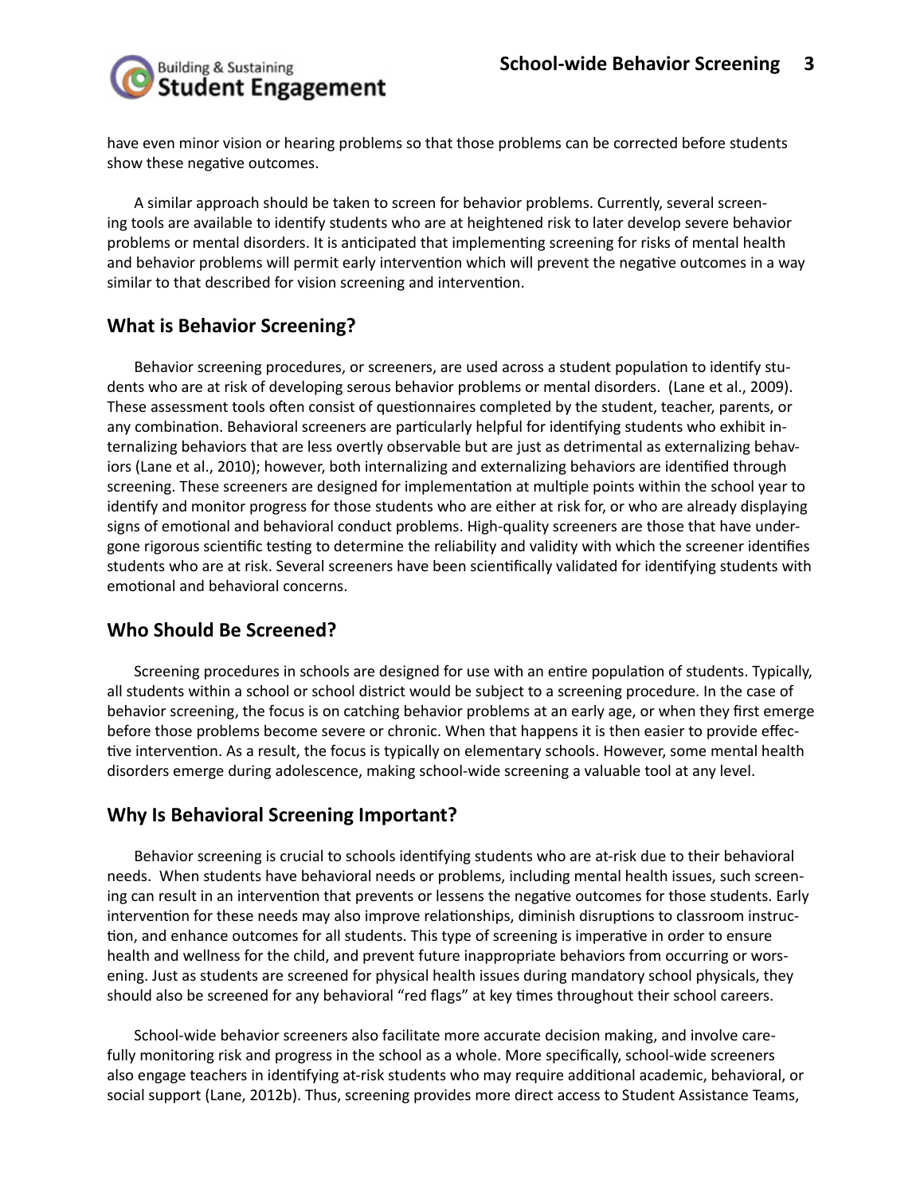have even minor vision or hearing problems so that those problems can be corrected before students show these negative outcomes.

A similar approach should be taken to screen for behavior problems. Currently, several screening tools are available to identify students who are at heightened risk to later develop severe behavior problems or mental disorders. It is anticipated that implementing screening for risks of mental health and behavior problems will permit early intervention which will prevent the negative outcomes in a way similar to that described for vision screening and intervention.

## What is Behavior Screening?

Behavior screening procedures, or screeners, are used across a student population to identify students who are at risk of developing serous behavior problems or mental disorders. (Lane et al., 2009). These assessment tools often consist of questionnaires completed by the student, teacher, parents, or any combination. Behavioral screeners are particularly helpful for identifying students who exhibit internalizing behaviors that are less overtly observable but are just as detrimental as externalizing behaviors (Lane et al., 2010); however, both internalizing and externalizing behaviors are identified through screening. These screeners are designed for implementation at multiple points within the school year to identify and monitor progress for those students who are either at risk for, or who are already displaying signs of emotional and behavioral conduct problems. High-quality screeners are those that have undergone rigorous scientific testing to determine the reliability and validity with which the screener identifies students who are at risk. Several screeners have been scientifically validated for identifying students with emotional and behavioral concerns.

## Who Should Be Screened?

Screening procedures in schools are designed for use with an entire population of students. Typically, all students within a school or school district would be subject to a screening procedure. In the case of behavior screening, the focus is on catching behavior problems at an early age, or when they first emerge before those problems become severe or chronic. When that happens it is then easier to provide effective intervention. As a result, the focus is typically on elementary schools. However, some mental health disorders emerge during adolescence, making school-wide screening a valuable tool at any level.

## Why Is Behavioral Screening Important?

Behavior screening is crucial to schools identifying students who are at-risk due to their behavioral needs. When students have behavioral needs or problems, including mental health issues, such screening can result in an intervention that prevents or lessens the negative outcomes for those students. Early intervention for these needs may also improve relationships, diminish disruptions to classroom instruction, and enhance outcomes for all students. This type of screening is imperative in order to ensure health and wellness for the child, and prevent future inappropriate behaviors from occurring or worsening. Just as students are screened for physical health issues during mandatory school physicals, they should also be screened for any behavioral "red flags" at key times throughout their school careers.

School-wide behavior screeners also facilitate more accurate decision making, and involve carefully monitoring risk and progress in the school as a whole. More specifically, school-wide screeners also engage teachers in identifying at-risk students who may require additional academic, behavioral, or social support (Lane, 2012b). Thus, screening provides more direct access to Student Assistance Teams,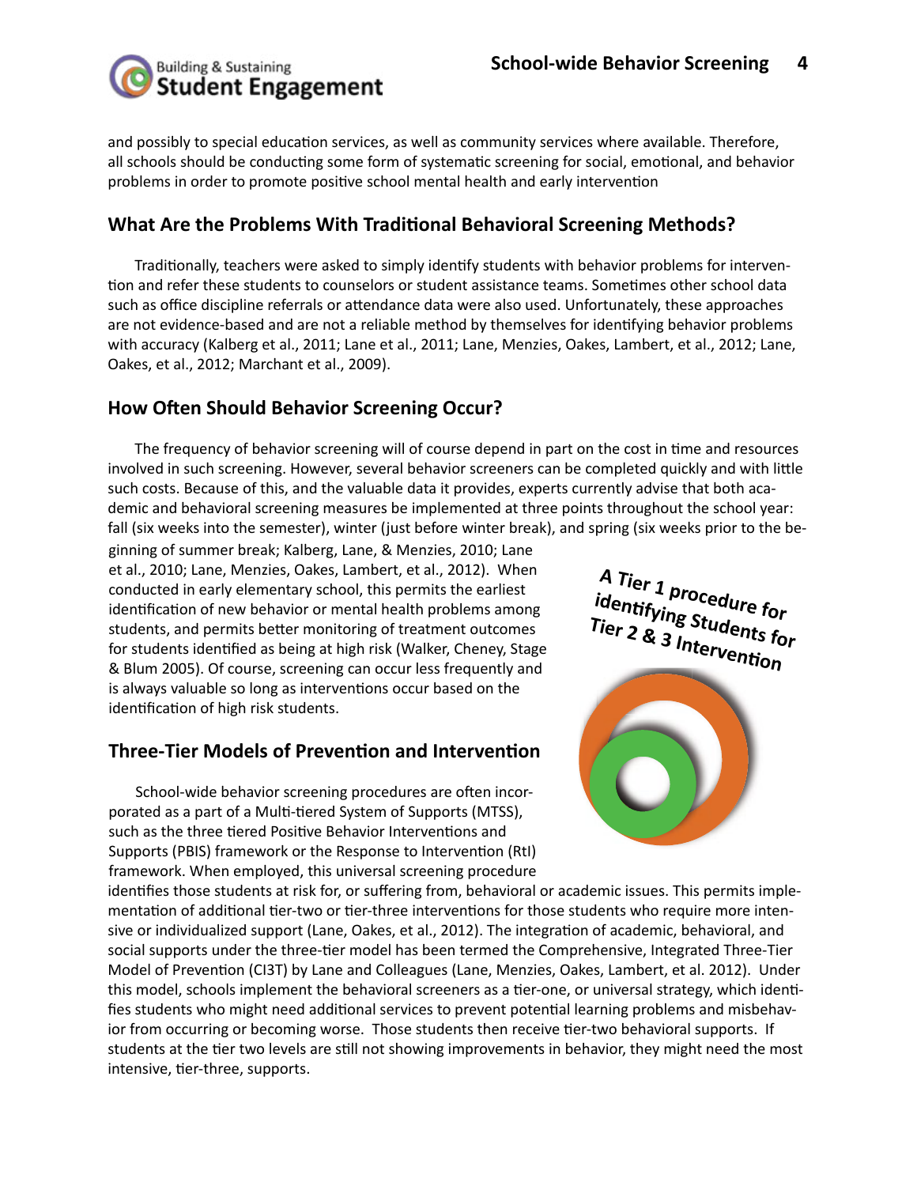and possibly to special education services, as well as community services where available. Therefore, all schools should be conducting some form of systematic screening for social, emotional, and behavior problems in order to promote positive school mental health and early intervention

## What Are the Problems With Traditional Behavioral Screening Methods?

Traditionally, teachers were asked to simply identify students with behavior problems for intervention and refer these students to counselors or student assistance teams. Sometimes other school data such as office discipline referrals or attendance data were also used. Unfortunately, these approaches are not evidence-based and are not a reliable method by themselves for identifying behavior problems with accuracy (Kalberg et al., 2011; Lane et al., 2011; Lane, Menzies, Oakes, Lambert, et al., 2012; Lane, Oakes, et al., 2012; Marchant et al., 2009).

## How Often Should Behavior Screening Occur?

The frequency of behavior screening will of course depend in part on the cost in time and resources involved in such screening. However, several behavior screeners can be completed quickly and with little such costs. Because of this, and the valuable data it provides, experts currently advise that both academic and behavioral screening measures be implemented at three points throughout the school year: fall (six weeks into the semester), winter (just before winter break), and spring (six weeks prior to the beginning of summer break; Kalberg, Lane, & Menzies, 2010; Lane et al., 2010; Lane, Menzies, Oakes, Lambert, et al., 2012). When conducted in early elementary school, this permits the earliest identification of new behavior or mental health problems among students, and permits better monitoring of treatment outcomes for students identified as being at high risk (Walker, Cheney, Stage & Blum 2005). Of course, screening can occur less frequently and is always valuable so long as interventions occur based on the identification of high risk students.

**A Tier 1 procedure for identifying Students for Tier 2 & 3 Intervention**

## Three-Tier Models of Prevention and Intervention

School-wide behavior screening procedures are often incorporated as a part of a Multi-tiered System of Supports (MTSS), such as the three tiered Positive Behavior Interventions and Supports (PBIS) framework or the Response to Intervention (RtI) framework. When employed, this universal screening procedure identifies those students at risk for, or suffering from, behavioral or academic issues. This permits implementation of additional tier-two or tier-three interventions for those students who require more intensive or individualized support (Lane, Oakes, et al., 2012). The integration of academic, behavioral, and social supports under the three-tier model has been termed the Comprehensive, Integrated Three-Tier Model of Prevention (CI3T) by Lane and Colleagues (Lane, Menzies, Oakes, Lambert, et al. 2012). Under this model, schools implement the behavioral screeners as a tier-one, or universal strategy, which identifies students who might need additional services to prevent potential learning problems and misbehavior from occurring or becoming worse. Those students then receive tier-two behavioral supports. If students at the tier two levels are still not showing improvements in behavior, they might need the most intensive, tier-three, supports.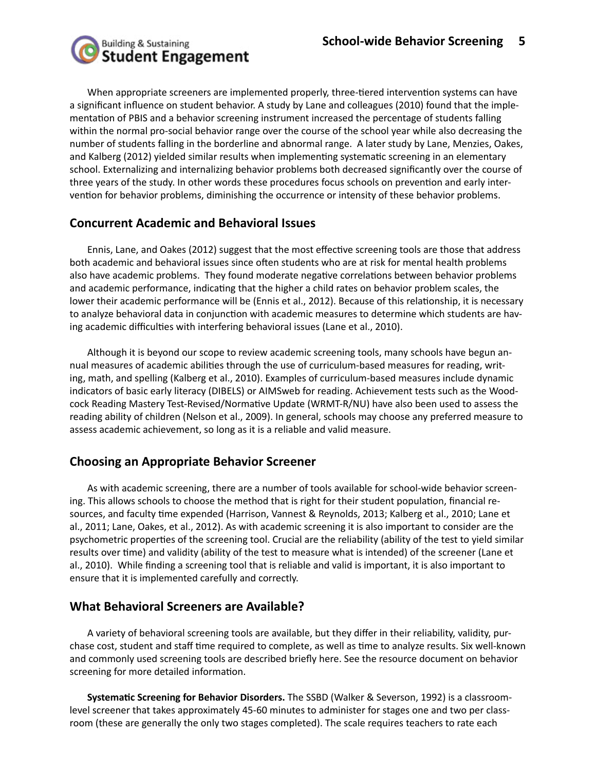When appropriate screeners are implemented properly, three-tiered intervention systems can have a significant influence on student behavior. A study by Lane and colleagues (2010) found that the implementation of PBIS and a behavior screening instrument increased the percentage of students falling within the normal pro-social behavior range over the course of the school year while also decreasing the number of students falling in the borderline and abnormal range. A later study by Lane, Menzies, Oakes, and Kalberg (2012) yielded similar results when implementing systematic screening in an elementary school. Externalizing and internalizing behavior problems both decreased significantly over the course of three years of the study. In other words these procedures focus schools on prevention and early intervention for behavior problems, diminishing the occurrence or intensity of these behavior problems.

## Concurrent Academic and Behavioral Issues

Ennis, Lane, and Oakes (2012) suggest that the most effective screening tools are those that address both academic and behavioral issues since often students who are at risk for mental health problems also have academic problems. They found moderate negative correlations between behavior problems and academic performance, indicating that the higher a child rates on behavior problem scales, the lower their academic performance will be (Ennis et al., 2012). Because of this relationship, it is necessary to analyze behavioral data in conjunction with academic measures to determine which students are having academic difficulties with interfering behavioral issues (Lane et al., 2010).

Although it is beyond our scope to review academic screening tools, many schools have begun annual measures of academic abilities through the use of curriculum-based measures for reading, writing, math, and spelling (Kalberg et al., 2010). Examples of curriculum-based measures include dynamic indicators of basic early literacy (DIBELS) or AIMSweb for reading. Achievement tests such as the Woodcock Reading Mastery Test-Revised/Normative Update (WRMT-R/NU) have also been used to assess the reading ability of children (Nelson et al., 2009). In general, schools may choose any preferred measure to assess academic achievement, so long as it is a reliable and valid measure.

## Choosing an Appropriate Behavior Screener

As with academic screening, there are a number of tools available for school-wide behavior screening. This allows schools to choose the method that is right for their student population, financial resources, and faculty time expended (Harrison, Vannest & Reynolds, 2013; Kalberg et al., 2010; Lane et al., 2011; Lane, Oakes, et al., 2012). As with academic screening it is also important to consider are the psychometric properties of the screening tool. Crucial are the reliability (ability of the test to yield similar results over time) and validity (ability of the test to measure what is intended) of the screener (Lane et al., 2010). While finding a screening tool that is reliable and valid is important, it is also important to ensure that it is implemented carefully and correctly.

## What Behavioral Screeners are Available?

A variety of behavioral screening tools are available, but they differ in their reliability, validity, purchase cost, student and staff time required to complete, as well as time to analyze results. Six well-known and commonly used screening tools are described briefly here. See the resource document on behavior screening for more detailed information.

**Systematic Screening for Behavior Disorders.** The SSBD (Walker & Severson, 1992) is a classroom-level screener that takes approximately 45-60 minutes to administer for stages one and two per classroom (these are generally the only two stages completed). The scale requires teachers to rate each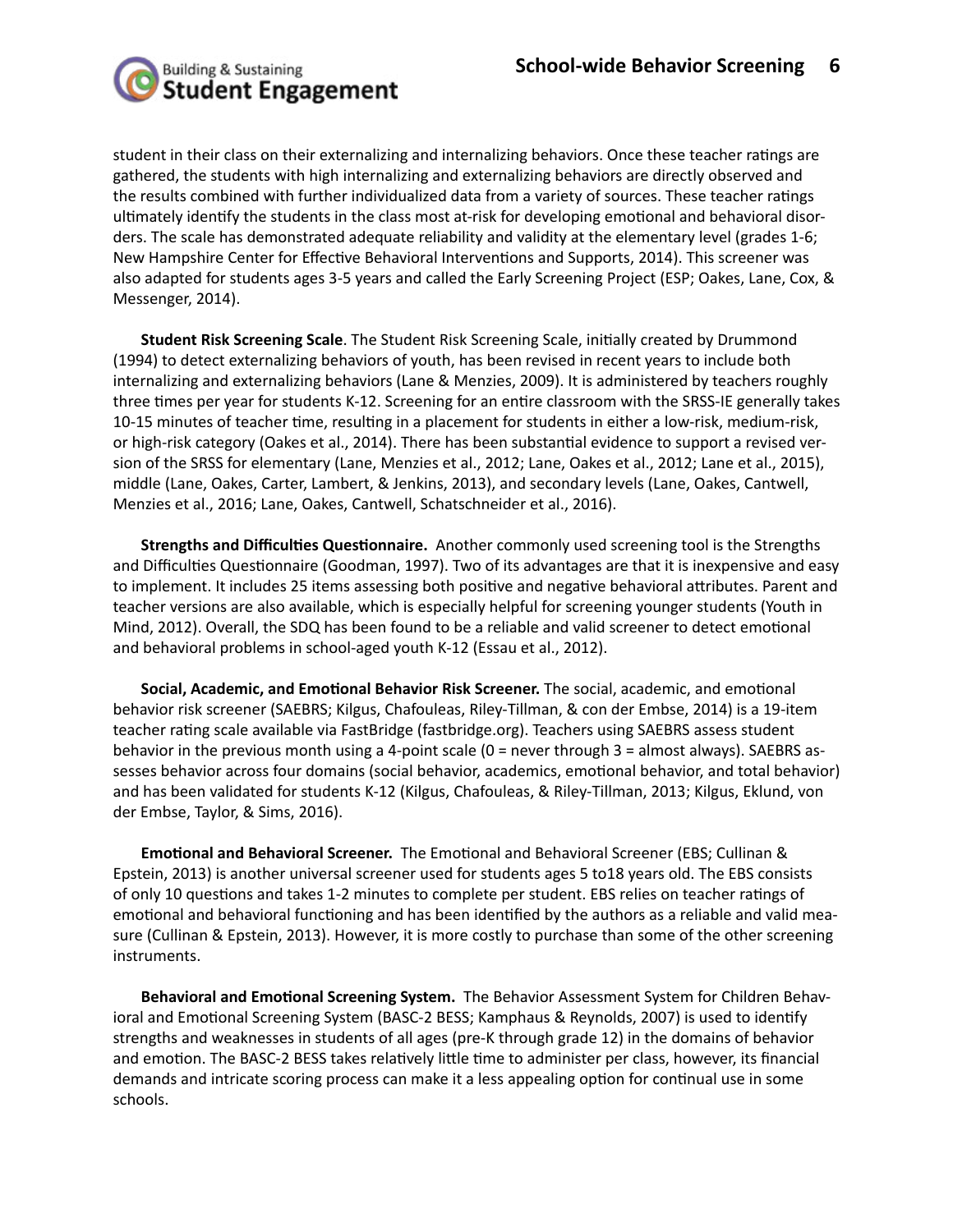student in their class on their externalizing and internalizing behaviors. Once these teacher ratings are gathered, the students with high internalizing and externalizing behaviors are directly observed and the results combined with further individualized data from a variety of sources. These teacher ratings ultimately identify the students in the class most at-risk for developing emotional and behavioral disorders. The scale has demonstrated adequate reliability and validity at the elementary level (grades 1-6; New Hampshire Center for Effective Behavioral Interventions and Supports, 2014). This screener was also adapted for students ages 3-5 years and called the Early Screening Project (ESP; Oakes, Lane, Cox, & Messenger, 2014).

**Student Risk Screening Scale**. The Student Risk Screening Scale, initially created by Drummond (1994) to detect externalizing behaviors of youth, has been revised in recent years to include both internalizing and externalizing behaviors (Lane & Menzies, 2009). It is administered by teachers roughly three times per year for students K-12. Screening for an entire classroom with the SRSS-IE generally takes 10-15 minutes of teacher time, resulting in a placement for students in either a low-risk, medium-risk, or high-risk category (Oakes et al., 2014). There has been substantial evidence to support a revised version of the SRSS for elementary (Lane, Menzies et al., 2012; Lane, Oakes et al., 2012; Lane et al., 2015), middle (Lane, Oakes, Carter, Lambert, & Jenkins, 2013), and secondary levels (Lane, Oakes, Cantwell, Menzies et al., 2016; Lane, Oakes, Cantwell, Schatschneider et al., 2016).

**Strengths and Difficulties Questionnaire.** Another commonly used screening tool is the Strengths and Difficulties Questionnaire (Goodman, 1997). Two of its advantages are that it is inexpensive and easy to implement. It includes 25 items assessing both positive and negative behavioral attributes. Parent and teacher versions are also available, which is especially helpful for screening younger students (Youth in Mind, 2012). Overall, the SDQ has been found to be a reliable and valid screener to detect emotional and behavioral problems in school-aged youth K-12 (Essau et al., 2012).

**Social, Academic, and Emotional Behavior Risk Screener.** The social, academic, and emotional behavior risk screener (SAEBRS; Kilgus, Chafouleas, Riley-Tillman, & con der Embse, 2014) is a 19-item teacher rating scale available via FastBridge (fastbridge.org). Teachers using SAEBRS assess student behavior in the previous month using a 4-point scale (0 = never through 3 = almost always). SAEBRS assesses behavior across four domains (social behavior, academics, emotional behavior, and total behavior) and has been validated for students K-12 (Kilgus, Chafouleas, & Riley-Tillman, 2013; Kilgus, Eklund, von der Embse, Taylor, & Sims, 2016).

**Emotional and Behavioral Screener.** The Emotional and Behavioral Screener (EBS; Cullinan & Epstein, 2013) is another universal screener used for students ages 5 to18 years old. The EBS consists of only 10 questions and takes 1-2 minutes to complete per student. EBS relies on teacher ratings of emotional and behavioral functioning and has been identified by the authors as a reliable and valid measure (Cullinan & Epstein, 2013). However, it is more costly to purchase than some of the other screening instruments.

**Behavioral and Emotional Screening System.** The Behavior Assessment System for Children Behavioral and Emotional Screening System (BASC-2 BESS; Kamphaus & Reynolds, 2007) is used to identify strengths and weaknesses in students of all ages (pre-K through grade 12) in the domains of behavior and emotion. The BASC-2 BESS takes relatively little time to administer per class, however, its financial demands and intricate scoring process can make it a less appealing option for continual use in some schools.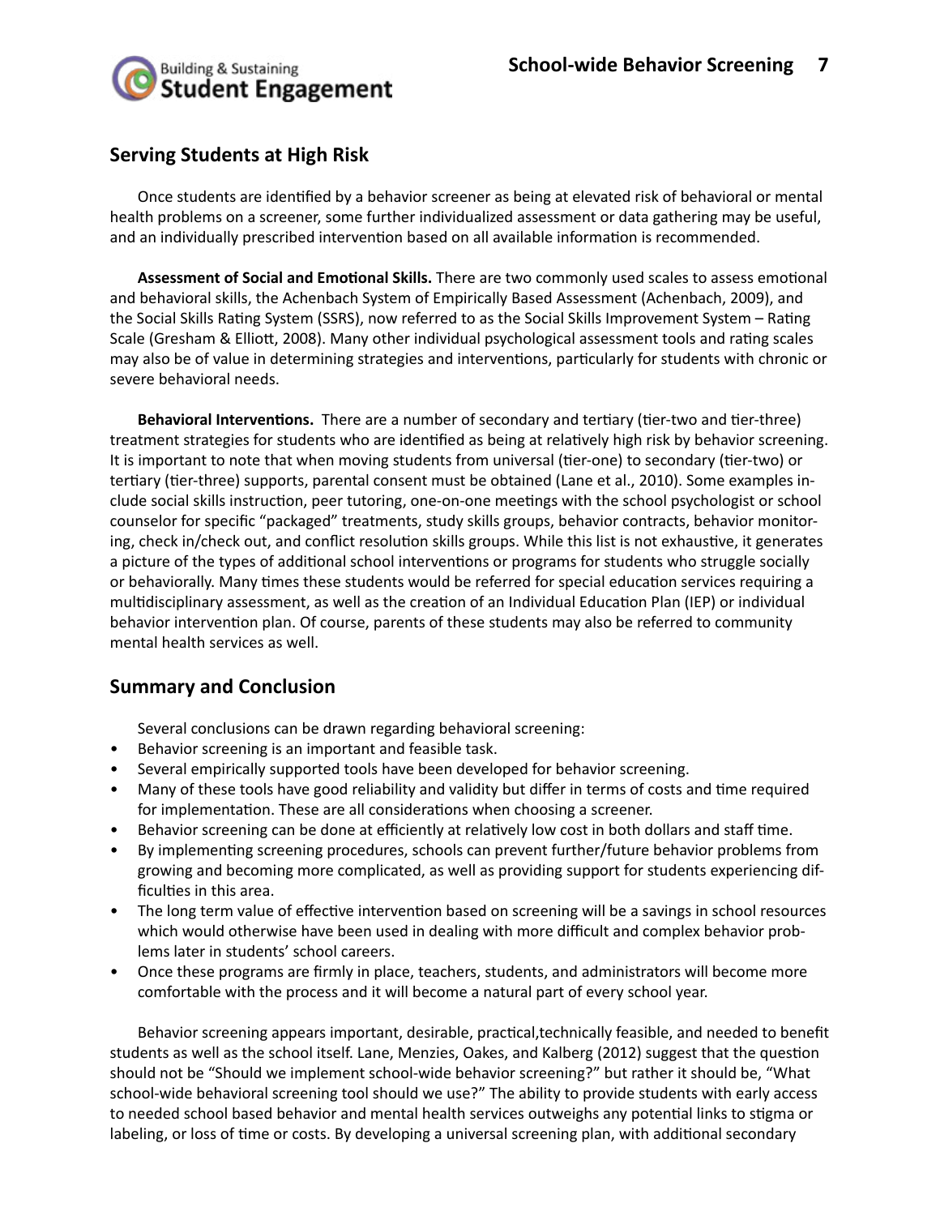## Serving Students at High Risk

Once students are identified by a behavior screener as being at elevated risk of behavioral or mental health problems on a screener, some further individualized assessment or data gathering may be useful, and an individually prescribed intervention based on all available information is recommended.

**Assessment of Social and Emotional Skills.** There are two commonly used scales to assess emotional and behavioral skills, the Achenbach System of Empirically Based Assessment (Achenbach, 2009), and the Social Skills Rating System (SSRS), now referred to as the Social Skills Improvement System – Rating Scale (Gresham & Elliott, 2008). Many other individual psychological assessment tools and rating scales may also be of value in determining strategies and interventions, particularly for students with chronic or severe behavioral needs.

**Behavioral Interventions.** There are a number of secondary and tertiary (tier-two and tier-three) treatment strategies for students who are identified as being at relatively high risk by behavior screening. It is important to note that when moving students from universal (tier-one) to secondary (tier-two) or tertiary (tier-three) supports, parental consent must be obtained (Lane et al., 2010). Some examples include social skills instruction, peer tutoring, one-on-one meetings with the school psychologist or school counselor for specific "packaged" treatments, study skills groups, behavior contracts, behavior monitoring, check in/check out, and conflict resolution skills groups. While this list is not exhaustive, it generates a picture of the types of additional school interventions or programs for students who struggle socially or behaviorally. Many times these students would be referred for special education services requiring a multidisciplinary assessment, as well as the creation of an Individual Education Plan (IEP) or individual behavior intervention plan. Of course, parents of these students may also be referred to community mental health services as well.

## Summary and Conclusion

Several conclusions can be drawn regarding behavioral screening:

- Behavior screening is an important and feasible task.
- Several empirically supported tools have been developed for behavior screening.
- Many of these tools have good reliability and validity but differ in terms of costs and time required for implementation. These are all considerations when choosing a screener.
- Behavior screening can be done at efficiently at relatively low cost in both dollars and staff time.
- By implementing screening procedures, schools can prevent further/future behavior problems from growing and becoming more complicated, as well as providing support for students experiencing difficulties in this area.
- The long term value of effective intervention based on screening will be a savings in school resources which would otherwise have been used in dealing with more difficult and complex behavior problems later in students' school careers.
- Once these programs are firmly in place, teachers, students, and administrators will become more comfortable with the process and it will become a natural part of every school year.

Behavior screening appears important, desirable, practical,technically feasible, and needed to benefit students as well as the school itself. Lane, Menzies, Oakes, and Kalberg (2012) suggest that the question should not be "Should we implement school-wide behavior screening?" but rather it should be, "What school-wide behavioral screening tool should we use?" The ability to provide students with early access to needed school based behavior and mental health services outweighs any potential links to stigma or labeling, or loss of time or costs. By developing a universal screening plan, with additional secondary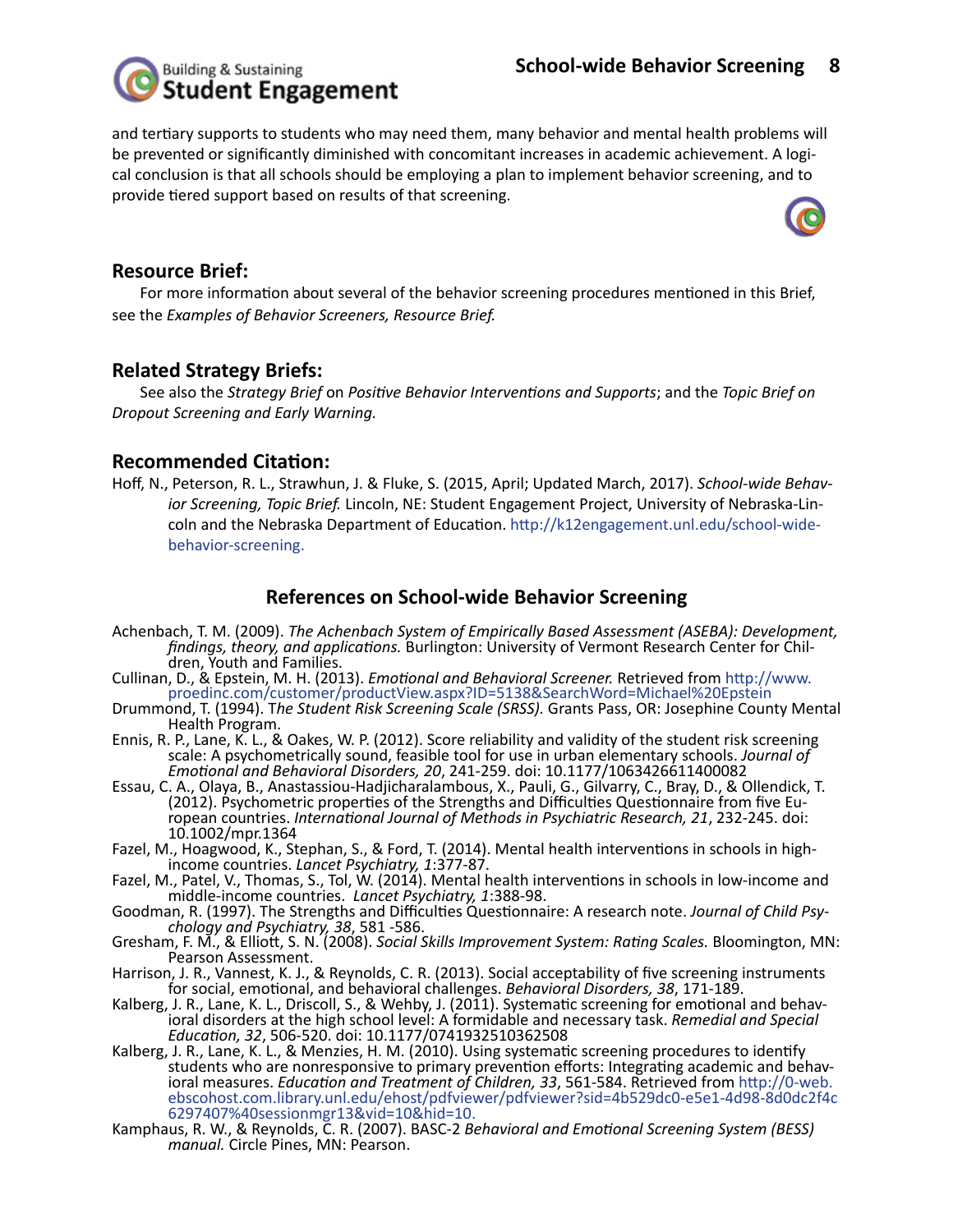and tertiary supports to students who may need them, many behavior and mental health problems will be prevented or significantly diminished with concomitant increases in academic achievement. A logical conclusion is that all schools should be employing a plan to implement behavior screening, and to provide tiered support based on results of that screening.

## Resource Brief:

For more information about several of the behavior screening procedures mentioned in this Brief, see the *Examples of Behavior Screeners, Resource Brief.*

## Related Strategy Briefs:

See also the *Strategy Brief* on *Positive Behavior Interventions and Supports*; and the *Topic Brief on Dropout Screening and Early Warning.*

## Recommended Citation:

Hoff, N., Peterson, R. L., Strawhun, J. & Fluke, S. (2015, April; Updated March, 2017). *School-wide Behavior Screening, Topic Brief.* Lincoln, NE: Student Engagement Project, University of Nebraska-Lincoln and the Nebraska Department of Education. http://k12engagement.unl.edu/school-wide-behavior-screening.

## References on School-wide Behavior Screening

Achenbach, T. M. (2009). *The Achenbach System of Empirically Based Assessment (ASEBA): Development, findings, theory, and applications.* Burlington: University of Vermont Research Center for Children, Youth and Families.

Cullinan, D., & Epstein, M. H. (2013). *Emotional and Behavioral Screener.* Retrieved from http://www.proedinc.com/customer/productView.aspx?ID=5138&SearchWord=Michael%20Epstein

Drummond, T. (1994). T*he Student Risk Screening Scale (SRSS).* Grants Pass, OR: Josephine County Mental Health Program.

Ennis, R. P., Lane, K. L., & Oakes, W. P. (2012). Score reliability and validity of the student risk screening scale: A psychometrically sound, feasible tool for use in urban elementary schools. *Journal of Emotional and Behavioral Disorders, 20*, 241-259. doi: 10.1177/1063426611400082

Essau, C. A., Olaya, B., Anastassiou-Hadjicharalambous, X., Pauli, G., Gilvarry, C., Bray, D., & Ollendick, T. (2012). Psychometric properties of the Strengths and Difficulties Questionnaire from five European countries. *International Journal of Methods in Psychiatric Research, 21*, 232-245. doi: 10.1002/mpr.1364

Fazel, M., Hoagwood, K., Stephan, S., & Ford, T. (2014). Mental health interventions in schools in high-income countries. *Lancet Psychiatry, 1*:377-87.

Fazel, M., Patel, V., Thomas, S., Tol, W. (2014). Mental health interventions in schools in low-income and middle-income countries. *Lancet Psychiatry, 1*:388-98.

Goodman, R. (1997). The Strengths and Difficulties Questionnaire: A research note. *Journal of Child Psychology and Psychiatry, 38*, 581 -586.

Gresham, F. M., & Elliott, S. N. (2008). *Social Skills Improvement System: Rating Scales.* Bloomington, MN: Pearson Assessment.

Harrison, J. R., Vannest, K. J., & Reynolds, C. R. (2013). Social acceptability of five screening instruments for social, emotional, and behavioral challenges. *Behavioral Disorders, 38*, 171-189.

Kalberg, J. R., Lane, K. L., Driscoll, S., & Wehby, J. (2011). Systematic screening for emotional and behavioral disorders at the high school level: A formidable and necessary task. *Remedial and Special Education, 32*, 506-520. doi: 10.1177/0741932510362508

Kalberg, J. R., Lane, K. L., & Menzies, H. M. (2010). Using systematic screening procedures to identify students who are nonresponsive to primary prevention efforts: Integrating academic and behavioral measures. *Education and Treatment of Children, 33*, 561-584. Retrieved from http://0-web.ebscohost.com.library.unl.edu/ehost/pdfviewer/pdfviewer?sid=4b529dc0-e5e1-4d98-8d0dc2f4c6297407%40sessionmgr13&vid=10&hid=10.

Kamphaus, R. W., & Reynolds, C. R. (2007). BASC-2 *Behavioral and Emotional Screening System (BESS) manual.* Circle Pines, MN: Pearson.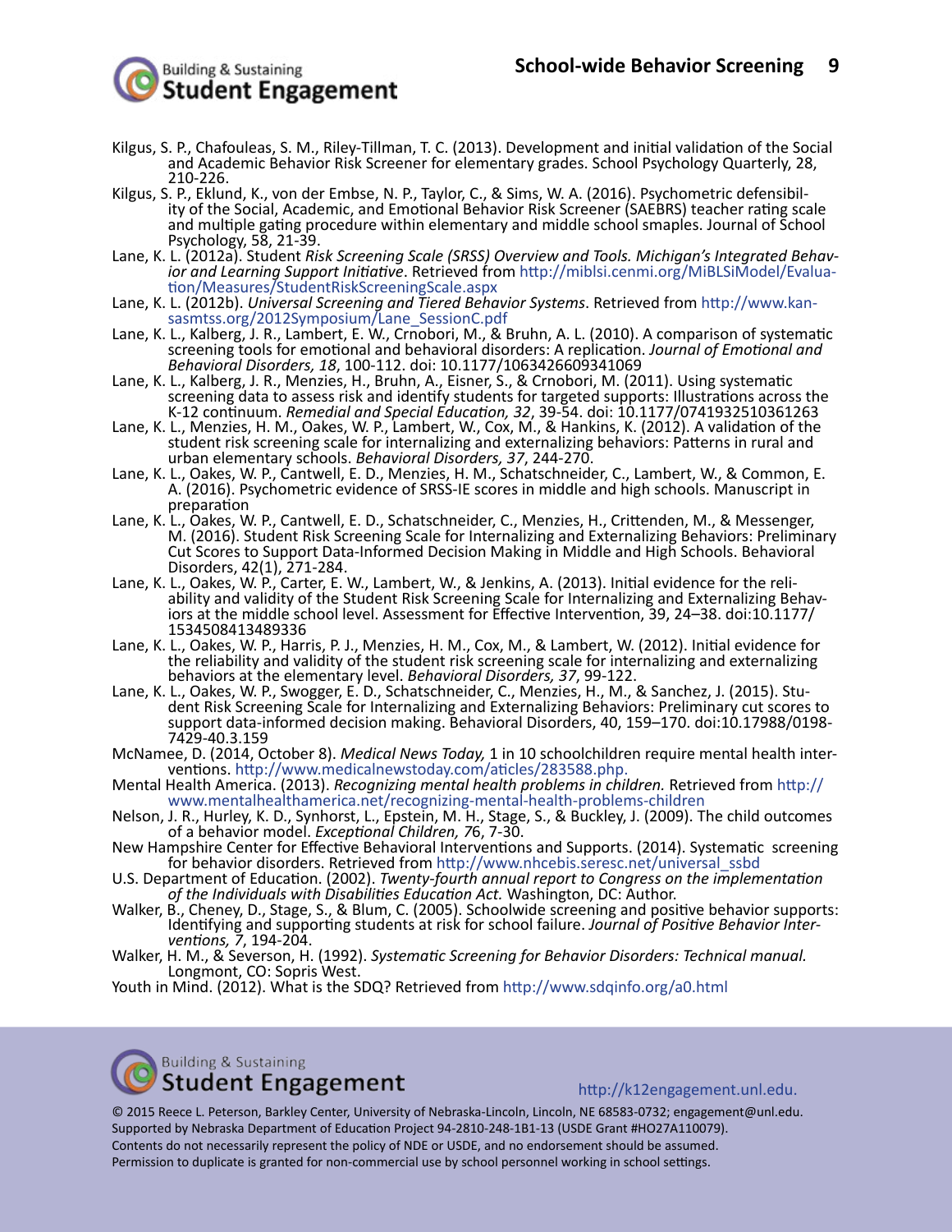Kilgus, S. P., Chafouleas, S. M., Riley-Tillman, T. C. (2013). Development and initial validation of the Social and Academic Behavior Risk Screener for elementary grades. School Psychology Quarterly, 28, 210-226.

Kilgus, S. P., Eklund, K., von der Embse, N. P., Taylor, C., & Sims, W. A. (2016). Psychometric defensibility of the Social, Academic, and Emotional Behavior Risk Screener (SAEBRS) teacher rating scale and multiple gating procedure within elementary and middle school smaples. Journal of School Psychology, 58, 21-39.

Lane, K. L. (2012a). Student *Risk Screening Scale (SRSS) Overview and Tools. Michigan's Integrated Behavior and Learning Support Initiative*. Retrieved from http://miblsi.cenmi.org/MiBLSiModel/Evaluation/Measures/StudentRiskScreeningScale.aspx

Lane, K. L. (2012b). *Universal Screening and Tiered Behavior Systems*. Retrieved from http://www.kansasmtss.org/2012Symposium/Lane_SessionC.pdf

Lane, K. L., Kalberg, J. R., Lambert, E. W., Crnobori, M., & Bruhn, A. L. (2010). A comparison of systematic screening tools for emotional and behavioral disorders: A replication. *Journal of Emotional and Behavioral Disorders, 18*, 100-112. doi: 10.1177/1063426609341069

Lane, K. L., Kalberg, J. R., Menzies, H., Bruhn, A., Eisner, S., & Crnobori, M. (2011). Using systematic screening data to assess risk and identify students for targeted supports: Illustrations across the K-12 continuum. *Remedial and Special Education, 32*, 39-54. doi: 10.1177/0741932510361263

Lane, K. L., Menzies, H. M., Oakes, W. P., Lambert, W., Cox, M., & Hankins, K. (2012). A validation of the student risk screening scale for internalizing and externalizing behaviors: Patterns in rural and urban elementary schools. *Behavioral Disorders, 37*, 244-270.

Lane, K. L., Oakes, W. P., Cantwell, E. D., Menzies, H. M., Schatschneider, C., Lambert, W., & Common, E. A. (2016). Psychometric evidence of SRSS-IE scores in middle and high schools. Manuscript in preparation

Lane, K. L., Oakes, W. P., Cantwell, E. D., Schatschneider, C., Menzies, H., Crittenden, M., & Messenger, M. (2016). Student Risk Screening Scale for Internalizing and Externalizing Behaviors: Preliminary Cut Scores to Support Data-Informed Decision Making in Middle and High Schools. Behavioral Disorders, 42(1), 271-284.

Lane, K. L., Oakes, W. P., Carter, E. W., Lambert, W., & Jenkins, A. (2013). Initial evidence for the reliability and validity of the Student Risk Screening Scale for Internalizing and Externalizing Behaviors at the middle school level. Assessment for Effective Intervention, 39, 24–38. doi:10.1177/1534508413489336

Lane, K. L., Oakes, W. P., Harris, P. J., Menzies, H. M., Cox, M., & Lambert, W. (2012). Initial evidence for the reliability and validity of the student risk screening scale for internalizing and externalizing behaviors at the elementary level. *Behavioral Disorders, 37*, 99-122.

Lane, K. L., Oakes, W. P., Swogger, E. D., Schatschneider, C., Menzies, H., M., & Sanchez, J. (2015). Student Risk Screening Scale for Internalizing and Externalizing Behaviors: Preliminary cut scores to support data-informed decision making. Behavioral Disorders, 40, 159–170. doi:10.17988/0198-7429-40.3.159

McNamee, D. (2014, October 8). *Medical News Today,* 1 in 10 schoolchildren require mental health interventions. http://www.medicalnewstoday.com/aticles/283588.php.

Mental Health America. (2013). *Recognizing mental health problems in children.* Retrieved from http://www.mentalhealthamerica.net/recognizing-mental-health-problems-children

Nelson, J. R., Hurley, K. D., Synhorst, L., Epstein, M. H., Stage, S., & Buckley, J. (2009). The child outcomes of a behavior model. *Exceptional Children, 7*6, 7-30.

New Hampshire Center for Effective Behavioral Interventions and Supports. (2014). Systematic screening for behavior disorders. Retrieved from http://www.nhcebis.seresc.net/universal_ssbd

U.S. Department of Education. (2002). *Twenty-fourth annual report to Congress on the implementation of the Individuals with Disabilities Education Act.* Washington, DC: Author.

Walker, B., Cheney, D., Stage, S., & Blum, C. (2005). Schoolwide screening and positive behavior supports: Identifying and supporting students at risk for school failure. *Journal of Positive Behavior Interventions, 7*, 194-204.

Walker, H. M., & Severson, H. (1992). *Systematic Screening for Behavior Disorders: Technical manual.* Longmont, CO: Sopris West.

Youth in Mind. (2012). What is the SDQ? Retrieved from http://www.sdqinfo.org/a0.html

Building & Sustaining
Student Engagement

http://k12engagement.unl.edu.

© 2015 Reece L. Peterson, Barkley Center, University of Nebraska-Lincoln, Lincoln, NE 68583-0732; engagement@unl.edu. Supported by Nebraska Department of Education Project 94-2810-248-1B1-13 (USDE Grant #HO27A110079). Contents do not necessarily represent the policy of NDE or USDE, and no endorsement should be assumed. Permission to duplicate is granted for non-commercial use by school personnel working in school settings.